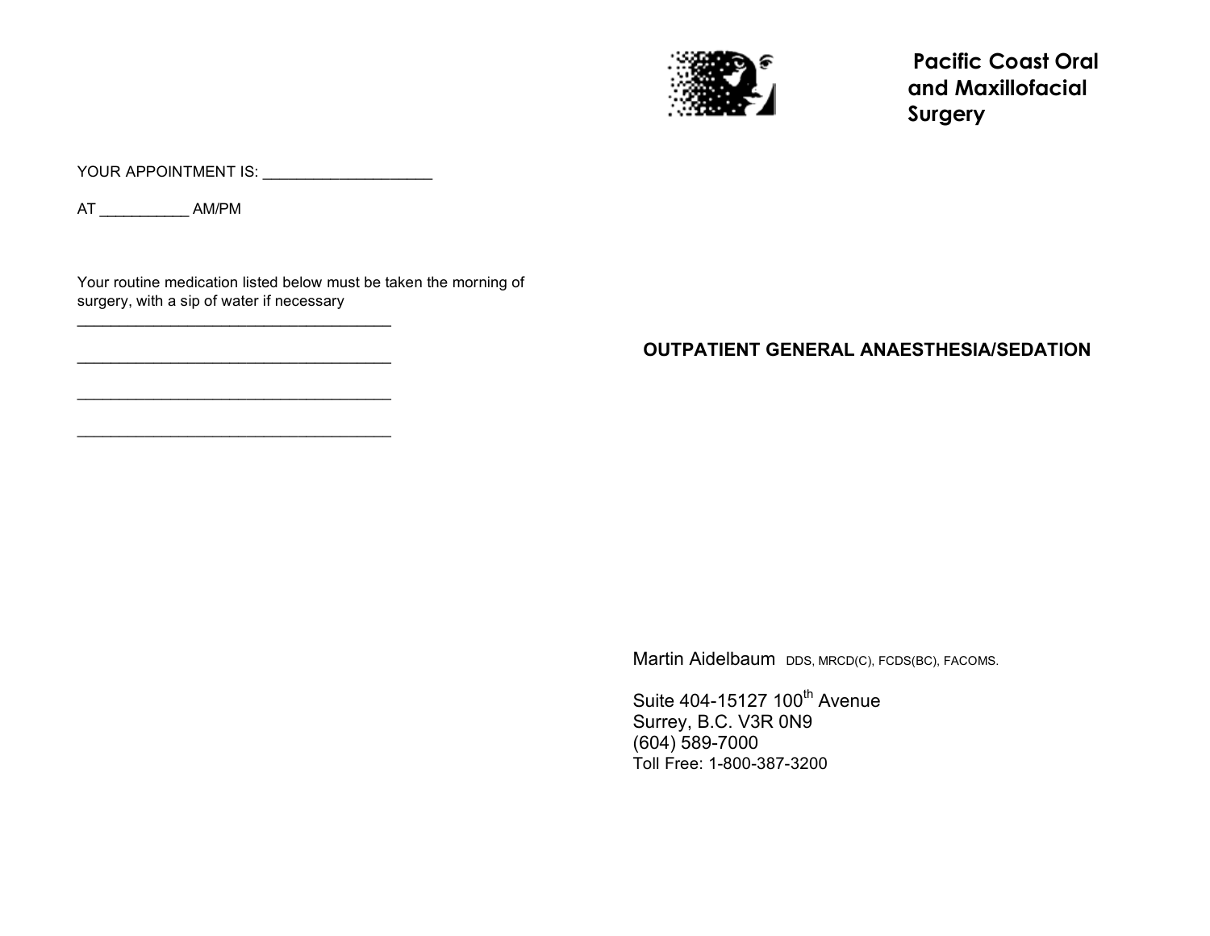YOUR APPOINTMENT IS: ____________________

AT ___________ AM/PM

Your routine medication listed below must be taken the morning of surgery, with a sip of water if necessary

_______________________________________

_______________________________________

_______________________________________

_______________________________________

**Pacific Coast Oral and Maxillofacial Surgery**

## OUTPATIENT GENERAL ANAESTHESIA/SEDATION

Martin Aidelbaum DDS, MRCD(C), FCDS(BC), FACOMS.

Suite 404-15127 100th Avenue
Surrey, B.C. V3R 0N9
(604) 589-7000
Toll Free: 1-800-387-3200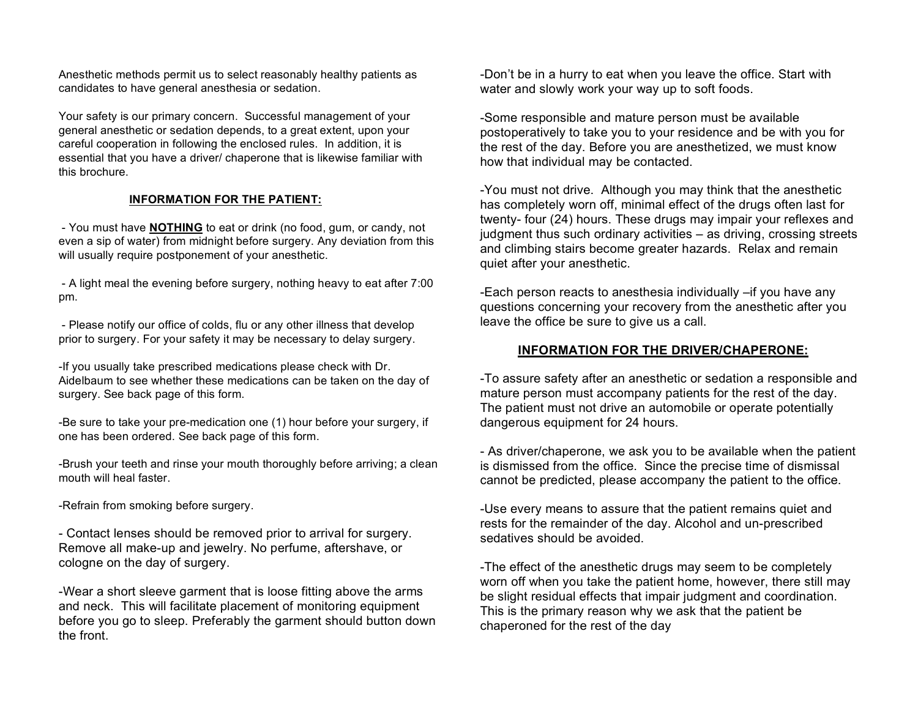Anesthetic methods permit us to select reasonably healthy patients as candidates to have general anesthesia or sedation.

Your safety is our primary concern. Successful management of your general anesthetic or sedation depends, to a great extent, upon your careful cooperation in following the enclosed rules. In addition, it is essential that you have a driver/ chaperone that is likewise familiar with this brochure.

## INFORMATION FOR THE PATIENT:

- You must have **NOTHING** to eat or drink (no food, gum, or candy, not even a sip of water) from midnight before surgery. Any deviation from this will usually require postponement of your anesthetic.

- A light meal the evening before surgery, nothing heavy to eat after 7:00 pm.

- Please notify our office of colds, flu or any other illness that develop prior to surgery. For your safety it may be necessary to delay surgery.

-If you usually take prescribed medications please check with Dr. Aidelbaum to see whether these medications can be taken on the day of surgery. See back page of this form.

-Be sure to take your pre-medication one (1) hour before your surgery, if one has been ordered. See back page of this form.

-Brush your teeth and rinse your mouth thoroughly before arriving; a clean mouth will heal faster.

-Refrain from smoking before surgery.

- Contact lenses should be removed prior to arrival for surgery. Remove all make-up and jewelry. No perfume, aftershave, or cologne on the day of surgery.

-Wear a short sleeve garment that is loose fitting above the arms and neck. This will facilitate placement of monitoring equipment before you go to sleep. Preferably the garment should button down the front.

-Don't be in a hurry to eat when you leave the office. Start with water and slowly work your way up to soft foods.

-Some responsible and mature person must be available postoperatively to take you to your residence and be with you for the rest of the day. Before you are anesthetized, we must know how that individual may be contacted.

-You must not drive. Although you may think that the anesthetic has completely worn off, minimal effect of the drugs often last for twenty- four (24) hours. These drugs may impair your reflexes and judgment thus such ordinary activities – as driving, crossing streets and climbing stairs become greater hazards. Relax and remain quiet after your anesthetic.

-Each person reacts to anesthesia individually –if you have any questions concerning your recovery from the anesthetic after you leave the office be sure to give us a call.

## INFORMATION FOR THE DRIVER/CHAPERONE:

-To assure safety after an anesthetic or sedation a responsible and mature person must accompany patients for the rest of the day. The patient must not drive an automobile or operate potentially dangerous equipment for 24 hours.

- As driver/chaperone, we ask you to be available when the patient is dismissed from the office. Since the precise time of dismissal cannot be predicted, please accompany the patient to the office.

-Use every means to assure that the patient remains quiet and rests for the remainder of the day. Alcohol and un-prescribed sedatives should be avoided.

-The effect of the anesthetic drugs may seem to be completely worn off when you take the patient home, however, there still may be slight residual effects that impair judgment and coordination. This is the primary reason why we ask that the patient be chaperoned for the rest of the day